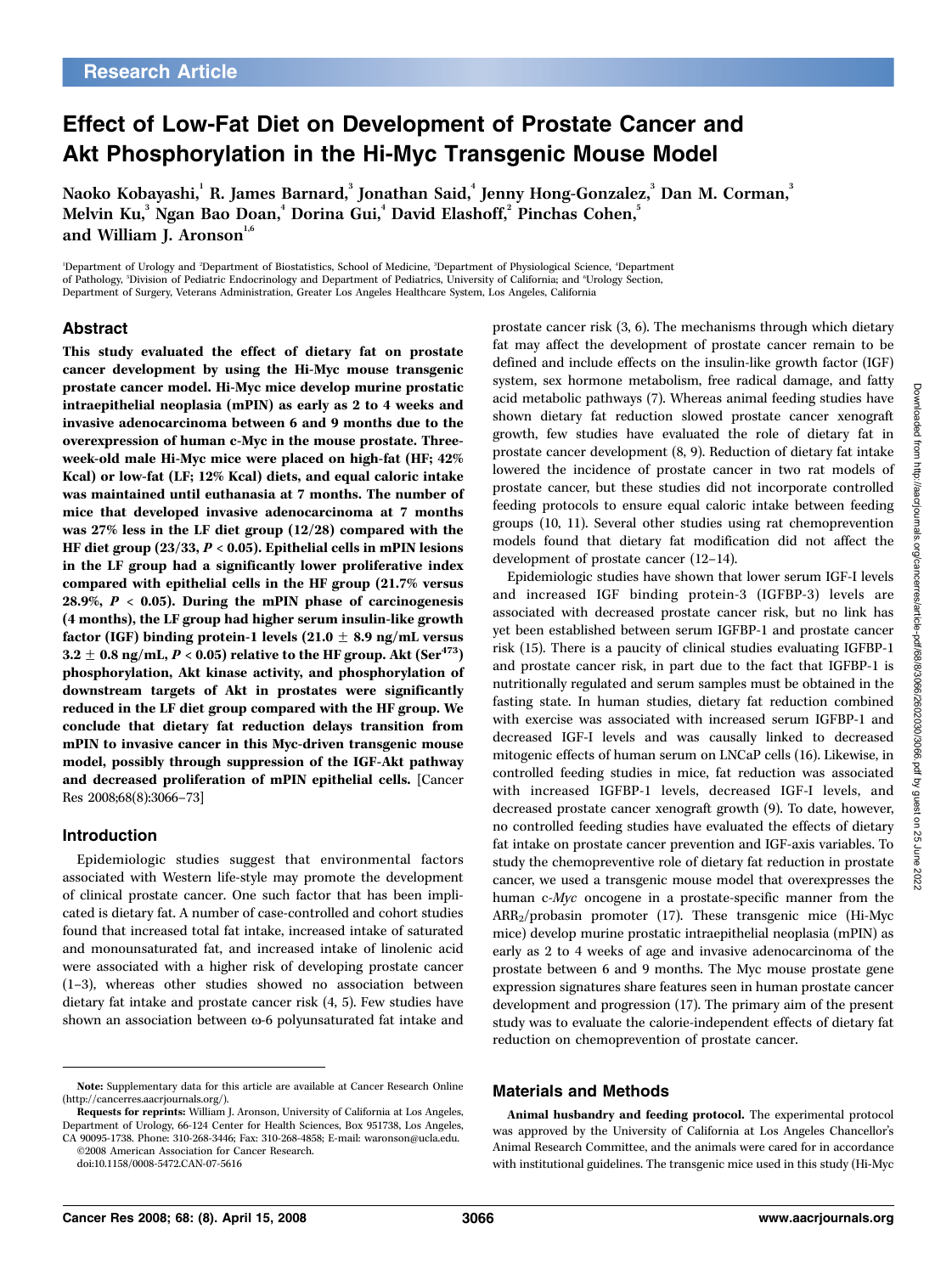Research Article

# Effect of Low-Fat Diet on Development of Prostate Cancer and Akt Phosphorylation in the Hi-Myc Transgenic Mouse Model

Naoko Kobayashi,[1] R. James Barnard,[3] Jonathan Said,[4] Jenny Hong-Gonzalez,[3] Dan M. Corman,[3] Melvin Ku,[3] Ngan Bao Doan,[4] Dorina Gui,[4] David Elashoff,[2] Pinchas Cohen,[5] and William J. Aronson[1,6]

[1]Department of Urology and [2]Department of Biostatistics, School of Medicine, [3]Department of Physiological Science, [4]Department of Pathology, [5]Division of Pediatric Endocrinology and Department of Pediatrics, University of California; and [6]Urology Section, Department of Surgery, Veterans Administration, Greater Los Angeles Healthcare System, Los Angeles, California

## Abstract

**This study evaluated the effect of dietary fat on prostate cancer development by using the Hi-Myc mouse transgenic prostate cancer model. Hi-Myc mice develop murine prostate intraepithelial neoplasia (mPIN) as early as 2 to 4 weeks and invasive adenocarcinoma between 6 and 9 months due to the overexpression of human c-Myc in the mouse prostate. Three-week-old male Hi-Myc mice were placed on high-fat (HF; 42% Kcal) or low-fat (LF; 12% Kcal) diets, and equal caloric intake was maintained until euthanasia at 7 months. The number of mice that developed invasive adenocarcinoma at 7 months was 27% less in the LF diet group (12/28) compared with the HF diet group (23/33, $P < 0.05$). Epithelial cells in mPIN lesions in the LF group had a significantly lower proliferative index compared with epithelial cells in the HF group (21.7% versus 28.9%, $P < 0.05$). During the mPIN phase of carcinogenesis (4 months), the LF group had higher serum insulin-like growth factor (IGF) binding protein-1 levels ($21.0 \pm 8.9$ ng/mL versus $3.2 \pm 0.8$ ng/mL, $P < 0.05$) relative to the HF group. Akt ($Ser^{473}$) phosphorylation, Akt kinase activity, and phosphorylation of downstream targets of Akt in prostates were significantly reduced in the LF diet group compared with the HF group. We conclude that dietary fat reduction delays transition from mPIN to invasive cancer in this Myc-driven transgenic mouse model, possibly through suppression of the IGF-Akt pathway and decreased proliferation of mPIN epithelial cells.** [Cancer Res 2008;68(8):3066–73]

## Introduction

Epidemiologic studies suggest that environmental factors associated with Western life-style may promote the development of clinical prostate cancer. One such factor that has been implicated is dietary fat. A number of case-controlled and cohort studies found that increased total fat intake, increased intake of saturated and monounsaturated fat, and increased intake of linolenic acid were associated with a higher risk of developing prostate cancer (1–3), whereas other studies showed no association between dietary fat intake and prostate cancer risk (4, 5). Few studies have shown an association between ω-6 polyunsaturated fat intake and prostate cancer risk (3, 6). The mechanisms through which dietary fat may affect the development of prostate cancer remain to be defined and include effects on the insulin-like growth factor (IGF) system, sex hormone metabolism, free radical damage, and fatty acid metabolic pathways (7). Whereas animal feeding studies have shown dietary fat reduction slowed prostate cancer xenograft growth, few studies have evaluated the role of dietary fat in prostate cancer development (8, 9). Reduction of dietary fat intake lowered the incidence of prostate cancer in two rat models of prostate cancer, but these studies did not incorporate controlled feeding protocols to ensure equal caloric intake between feeding groups (10, 11). Several other studies using rat chemoprevention models found that dietary fat modification did not affect the development of prostate cancer (12–14).

Epidemiologic studies have shown that lower serum IGF-I levels and increased IGF binding protein-3 (IGFBP-3) levels are associated with decreased prostate cancer risk, but no link has yet been established between serum IGFBP-1 and prostate cancer risk (15). There is a paucity of clinical studies evaluating IGFBP-1 and prostate cancer risk, in part due to the fact that IGFBP-1 is nutritionally regulated and serum samples must be obtained in the fasting state. In human studies, dietary fat reduction combined with exercise was associated with increased serum IGFBP-1 and decreased IGF-I levels and was causally linked to decreased mitogenic effects of human serum on LNCaP cells (16). Likewise, in controlled feeding studies in mice, fat reduction was associated with increased IGFBP-1 levels, decreased IGF-I levels, and decreased prostate cancer xenograft growth (9). To date, however, no controlled feeding studies have evaluated the effects of dietary fat intake on prostate cancer prevention and IGF-axis variables. To study the chemopreventive role of dietary fat reduction in prostate cancer, we used a transgenic mouse model that overexpresses the human c-*Myc* oncogene in a prostate-specific manner from the $ARR_2$/probasin promoter (17). These transgenic mice (Hi-Myc mice) develop murine prostatic intraepithelial neoplasia (mPIN) as early as 2 to 4 weeks of age and invasive adenocarcinoma of the prostate between 6 and 9 months. The Myc mouse prostate gene expression signatures share features seen in human prostate cancer development and progression (17). The primary aim of the present study was to evaluate the calorie-independent effects of dietary fat reduction on chemoprevention of prostate cancer.

## Materials and Methods

**Animal husbandry and feeding protocol.** The experimental protocol was approved by the University of California at Los Angeles Chancellor's Animal Research Committee, and the animals were cared for in accordance with institutional guidelines. The transgenic mice used in this study (Hi-Myc

---

**Note:** Supplementary data for this article are available at Cancer Research Online (http://cancerres.aacrjournals.org/).

**Requests for reprints:** William J. Aronson, University of California at Los Angeles, Department of Urology, 66-124 Center for Health Sciences, Box 951738, Los Angeles, CA 90095-1738. Phone: 310-268-3446; Fax: 310-268-4858; E-mail: waronson@ucla.edu.

©2008 American Association for Cancer Research.

doi:10.1158/0008-5472.CAN-07-5616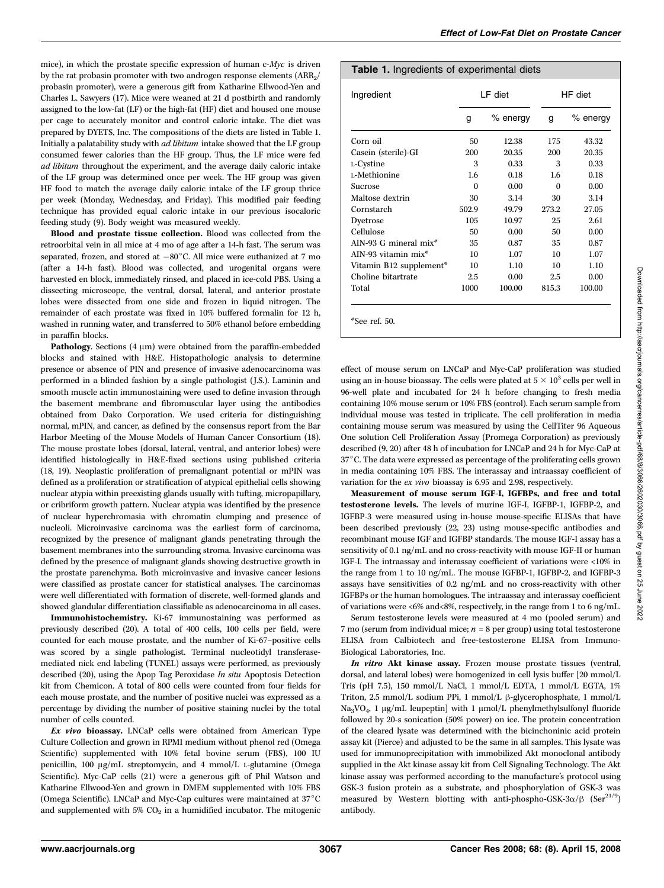mice), in which the prostate specific expression of human c-*Myc* is driven by the rat probasin promoter with two androgen response elements ($ARR_2$/probasin promoter), were a generous gift from Katharine Ellwood-Yen and Charles L. Sawyers (17). Mice were weaned at 21 d postbirth and randomly assigned to the low-fat (LF) or the high-fat (HF) diet and housed one mouse per cage to accurately monitor and control caloric intake. The diet was prepared by DYETS, Inc. The compositions of the diets are listed in Table 1. Initially a palatability study with *ad libitum* intake showed that the LF group consumed fewer calories than the HF group. Thus, the LF mice were fed *ad libitum* throughout the experiment, and the average daily caloric intake of the LF group was determined once per week. The HF group was given HF food to match the average daily caloric intake of the LF group thrice per week (Monday, Wednesday, and Friday). This modified pair feeding technique has provided equal caloric intake in our previous isocaloric feeding study (9). Body weight was measured weekly.

**Blood and prostate tissue collection.** Blood was collected from the retroorbital vein in all mice at 4 mo of age after a 14-h fast. The serum was separated, frozen, and stored at −80°C. All mice were euthanized at 7 mo (after a 14-h fast). Blood was collected, and urogenital organs were harvested en block, immediately rinsed, and placed in ice-cold PBS. Using a dissecting microscope, the ventral, dorsal, lateral, and anterior prostate lobes were dissected from one side and frozen in liquid nitrogen. The remainder of each prostate was fixed in 10% buffered formalin for 12 h, washed in running water, and transferred to 50% ethanol before embedding in paraffin blocks.

**Pathology.** Sections (4 μm) were obtained from the paraffin-embedded blocks and stained with H&E. Histopathologic analysis to determine presence or absence of PIN and presence of invasive adenocarcinoma was performed in a blinded fashion by a single pathologist (J.S.). Laminin and smooth muscle actin immunostaining were used to define invasion through the basement membrane and fibromuscular layer using the antibodies obtained from Dako Corporation. We used criteria for distinguishing normal, mPIN, and cancer, as defined by the consensus report from the Bar Harbor Meeting of the Mouse Models of Human Cancer Consortium (18). The mouse prostate lobes (dorsal, lateral, ventral, and anterior lobes) were identified histologically in H&E-fixed sections using published criteria (18, 19). Neoplastic proliferation of premalignant potential or mPIN was defined as a proliferation or stratification of atypical epithelial cells showing nuclear atypia within preexisting glands usually with tufting, micropapillary, or cribriform growth pattern. Nuclear atypia was identified by the presence of nuclear hyperchromasia with chromatin clumping and presence of nucleoli. Microinvasive carcinoma was the earliest form of carcinoma, recognized by the presence of malignant glands penetrating through the basement membranes into the surrounding stroma. Invasive carcinoma was defined by the presence of malignant glands showing destructive growth in the prostate parenchyma. Both microinvasive and invasive cancer lesions were classified as prostate cancer for statistical analyses. The carcinomas were well differentiated with formation of discrete, well-formed glands and showed glandular differentiation classifiable as adenocarcinoma in all cases.

**Immunohistochemistry.** Ki-67 immunostaining was performed as previously described (20). A total of 400 cells, 100 cells per field, were counted for each mouse prostate, and the number of Ki-67–positive cells was scored by a single pathologist. Terminal nucleotidyl transferase-mediated nick end labeling (TUNEL) assays were performed, as previously described (20), using the Apop Tag Peroxidase *In situ* Apoptosis Detection kit from Chemicon. A total of 800 cells were counted from four fields for each mouse prostate, and the number of positive nuclei was expressed as a percentage by dividing the number of positive staining nuclei by the total number of cells counted.

***Ex vivo* bioassay.** LNCaP cells were obtained from American Type Culture Collection and grown in RPMI medium without phenol red (Omega Scientific) supplemented with 10% fetal bovine serum (FBS), 100 IU penicillin, 100 μg/mL streptomycin, and 4 mmol/L L-glutamine (Omega Scientific). Myc-CaP cells (21) were a generous gift of Phil Watson and Katharine Ellwood-Yen and grown in DMEM supplemented with 10% FBS (Omega Scientific). LNCaP and Myc-Cap cultures were maintained at 37°C and supplemented with 5% $CO_2$ in a humidified incubator. The mitogenic effect of mouse serum on LNCaP and Myc-CaP proliferation was studied using an in-house bioassay. The cells were plated at $5 \times 10^3$ cells per well in 96-well plate and incubated for 24 h before changing to fresh media containing 10% mouse serum or 10% FBS (control). Each serum sample from individual mouse was tested in triplicate. The cell proliferation in media containing mouse serum was measured by using the CellTiter 96 Aqueous One solution Cell Proliferation Assay (Promega Corporation) as previously described (9, 20) after 48 h of incubation for LNCaP and 24 h for Myc-CaP at 37°C. The data were expressed as percentage of the proliferating cells grown in media containing 10% FBS. The interassay and intraassay coefficient of variation for the *ex vivo* bioassay is 6.95 and 2.98, respectively.

**Table 1.** Ingredients of experimental diets

| Ingredient | LF diet | | HF diet | |
|---|---|---|---|---|
| | g | % energy | g | % energy |
| Corn oil | 50 | 12.38 | 175 | 43.32 |
| Casein (sterile)-GI | 200 | 20.35 | 200 | 20.35 |
| L-Cystine | 3 | 0.33 | 3 | 0.33 |
| L-Methionine | 1.6 | 0.18 | 1.6 | 0.18 |
| Sucrose | 0 | 0.00 | 0 | 0.00 |
| Maltose dextrin | 30 | 3.14 | 30 | 3.14 |
| Cornstarch | 502.9 | 49.79 | 273.2 | 27.05 |
| Dyetrose | 105 | 10.97 | 25 | 2.61 |
| Cellulose | 50 | 0.00 | 50 | 0.00 |
| AIN-93 G mineral mix* | 35 | 0.87 | 35 | 0.87 |
| AIN-93 vitamin mix* | 10 | 1.07 | 10 | 1.07 |
| Vitamin B12 supplement* | 10 | 1.10 | 10 | 1.10 |
| Choline bitartrate | 2.5 | 0.00 | 2.5 | 0.00 |
| Total | 1000 | 100.00 | 815.3 | 100.00 |

*See ref. 50.

**Measurement of mouse serum IGF-I, IGFBPs, and free and total testosterone levels.** The levels of murine IGF-I, IGFBP-1, IGFBP-2, and IGFBP-3 were measured using in-house mouse-specific ELISAs that have been described previously (22, 23) using mouse-specific antibodies and recombinant mouse IGF and IGFBP standards. The mouse IGF-I assay has a sensitivity of 0.1 ng/mL and no cross-reactivity with mouse IGF-II or human IGF-I. The intraassay and interassay coefficient of variations were <10% in the range from 1 to 10 ng/mL. The mouse IGFBP-1, IGFBP-2, and IGFBP-3 assays have sensitivities of 0.2 ng/mL and no cross-reactivity with other IGFBPs or the human homologues. The intraassay and interassay coefficient of variations were <6% and<8%, respectively, in the range from 1 to 6 ng/mL.

Serum testosterone levels were measured at 4 mo (pooled serum) and 7 mo (serum from individual mice; $n = 8$ per group) using total testosterone ELISA from Calbiotech and free-testosterone ELISA from Immuno-Biological Laboratories, Inc.

***In vitro* Akt kinase assay.** Frozen mouse prostate tissues (ventral, dorsal, and lateral lobes) were homogenized in cell lysis buffer [20 mmol/L Tris (pH 7.5), 150 mmol/L NaCl, 1 mmol/L EDTA, 1 mmol/L EGTA, 1% Triton, 2.5 mmol/L sodium PPi, 1 mmol/L β-glycerophosphate, 1 mmol/L $Na_3VO_4$, 1 μg/mL leupeptin] with 1 μmol/L phenylmethylsulfonyl fluoride followed by 20-s sonication (50% power) on ice. The protein concentration of the cleared lysate was determined with the bicinchoninic acid protein assay kit (Pierce) and adjusted to be the same in all samples. This lysate was used for immunoprecipitation with immobilized Akt monoclonal antibody supplied in the Akt kinase assay kit from Cell Signaling Technology. The Akt kinase assay was performed according to the manufacture's protocol using GSK-3 fusion protein as a substrate, and phosphorylation of GSK-3 was measured by Western blotting with anti-phospho-GSK-3α/β ($Ser^{21/9}$) antibody.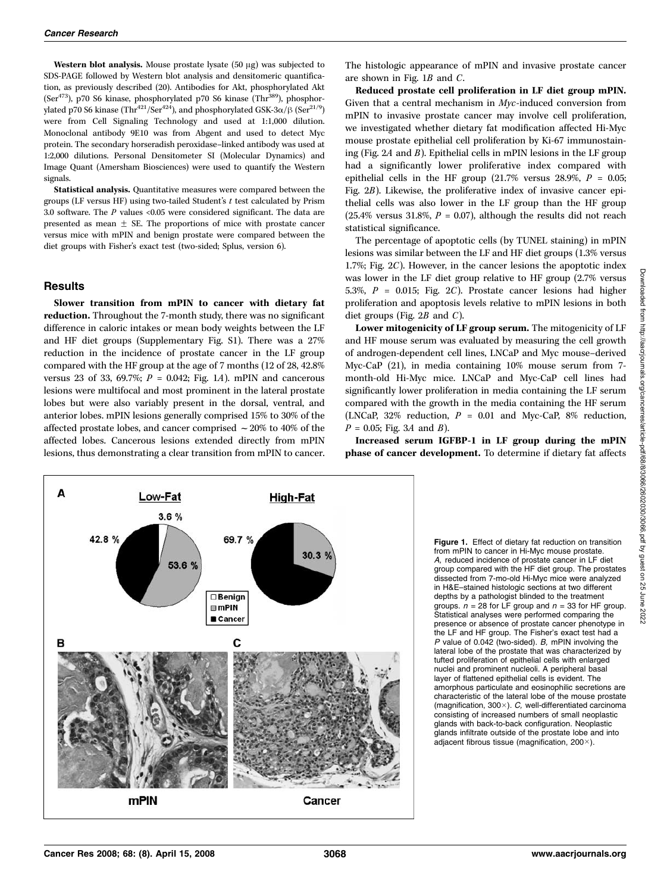**Western blot analysis.** Mouse prostate lysate (50 μg) was subjected to SDS-PAGE followed by Western blot analysis and densitomeric quantification, as previously described (20). Antibodies for Akt, phosphorylated Akt (Ser[473]), p70 S6 kinase, phosphorylated p70 S6 kinase (Thr[389]), phosphorylated p70 S6 kinase (Thr[421]/Ser[424]), and phosphorylated GSK-3α/β (Ser[21/9]) were from Cell Signaling Technology and used at 1:1,000 dilution. Monoclonal antibody 9E10 was from Abgent and used to detect Myc protein. The secondary horseradish peroxidase–linked antibody was used at 1:2,000 dilutions. Personal Densitometer SI (Molecular Dynamics) and Image Quant (Amersham Biosciences) were used to quantify the Western signals.

**Statistical analysis.** Quantitative measures were compared between the groups (LF versus HF) using two-tailed Student's *t* test calculated by Prism 3.0 software. The *P* values <0.05 were considered significant. The data are presented as mean ± SE. The proportions of mice with prostate cancer versus mice with mPIN and benign prostate were compared between the diet groups with Fisher's exact test (two-sided; Splus, version 6).

## Results

**Slower transition from mPIN to cancer with dietary fat reduction.** Throughout the 7-month study, there was no significant difference in caloric intakes or mean body weights between the LF and HF diet groups (Supplementary Fig. S1). There was a 27% reduction in the incidence of prostate cancer in the LF group compared with the HF group at the age of 7 months (12 of 28, 42.8% versus 23 of 33, 69.7%; *P* = 0.042; Fig. 1*A*). mPIN and cancerous lesions were multifocal and most prominent in the lateral prostate lobes but were also variably present in the dorsal, ventral, and anterior lobes. mPIN lesions generally comprised 15% to 30% of the affected prostate lobes, and cancer comprised ~20% to 40% of the affected lobes. Cancerous lesions extended directly from mPIN lesions, thus demonstrating a clear transition from mPIN to cancer. The histologic appearance of mPIN and invasive prostate cancer are shown in Fig. 1*B* and *C*.

**Reduced prostate cell proliferation in LF diet group mPIN.** Given that a central mechanism in *Myc*-induced conversion from mPIN to invasive prostate cancer may involve cell proliferation, we investigated whether dietary fat modification affected Hi-Myc mouse prostate epithelial cell proliferation by Ki-67 immunostaining (Fig. 2*A* and *B*). Epithelial cells in mPIN lesions in the LF group had a significantly lower proliferative index compared with epithelial cells in the HF group (21.7% versus 28.9%, *P* = 0.05; Fig. 2*B*). Likewise, the proliferative index of invasive cancer epithelial cells was also lower in the LF group than the HF group (25.4% versus 31.8%, *P* = 0.07), although the results did not reach statistical significance.

The percentage of apoptotic cells (by TUNEL staining) in mPIN lesions was similar between the LF and HF diet groups (1.3% versus 1.7%; Fig. 2*C*). However, in the cancer lesions the apoptotic index was lower in the LF diet group relative to HF group (2.7% versus 5.3%, *P* = 0.015; Fig. 2*C*). Prostate cancer lesions had higher proliferation and apoptosis levels relative to mPIN lesions in both diet groups (Fig. 2*B* and *C*).

**Lower mitogenicity of LF group serum.** The mitogenicity of LF and HF mouse serum was evaluated by measuring the cell growth of androgen-dependent cell lines, LNCaP and Myc mouse–derived Myc-CaP (21), in media containing 10% mouse serum from 7-month-old Hi-Myc mice. LNCaP and Myc-CaP cell lines had significantly lower proliferation in media containing the LF serum compared with the growth in the media containing the HF serum (LNCaP, 32% reduction, *P* = 0.01 and Myc-CaP, 8% reduction, *P* = 0.05; Fig. 3*A* and *B*).

**Increased serum IGFBP-1 in LF group during the mPIN phase of cancer development.** To determine if dietary fat affects

**Figure 1.** Effect of dietary fat reduction on transition from mPIN to cancer in Hi-Myc mouse prostate. *A*, reduced incidence of prostate cancer in LF diet group compared with the HF diet group. The prostates dissected from 7-mo-old Hi-Myc mice were analyzed in H&E–stained histologic sections at two different depths by a pathologist blinded to the treatment groups. *n* = 28 for LF group and *n* = 33 for HF group. Statistical analyses were performed comparing the presence or absence of prostate cancer phenotype in the LF and HF group. The Fisher's exact test had a *P* value of 0.042 (two-sided). *B*, mPIN involving the lateral lobe of the prostate that was characterized by tufted proliferation of epithelial cells with enlarged nuclei and prominent nucleoli. A peripheral basal layer of flattened epithelial cells is evident. The amorphous particulate and eosinophilic secretions are characteristic of the lateral lobe of the mouse prostate (magnification, 300×). *C*, well-differentiated carcinoma consisting of increased numbers of small neoplastic glands with back-to-back configuration. Neoplastic glands infiltrate outside of the prostate lobe and into adjacent fibrous tissue (magnification, 200×).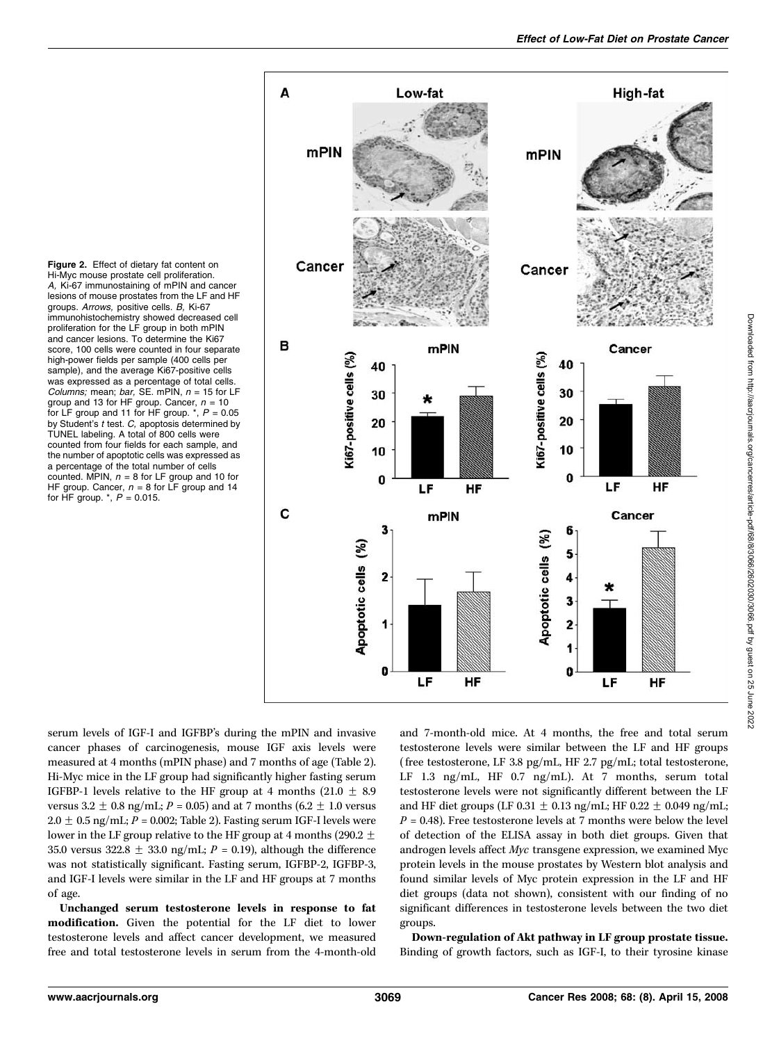**Figure 2.** Effect of dietary fat content on Hi-Myc mouse prostate cell proliferation. *A,* Ki-67 immunostaining of mPIN and cancer lesions of mouse prostates from the LF and HF groups. *Arrows,* positive cells. *B,* Ki-67 immunohistochemistry showed decreased cell proliferation for the LF group in both mPIN and cancer lesions. To determine the Ki67 score, 100 cells were counted in four separate high-power fields per sample (400 cells per sample), and the average Ki67-positive cells was expressed as a percentage of total cells. *Columns;* mean; *bar,* SE. mPIN, $n = 15$ for LF group and 13 for HF group. Cancer, $n = 10$ for LF group and 11 for HF group. *, $P = 0.05$ by Student's *t* test. *C,* apoptosis determined by TUNEL labeling. A total of 800 cells were counted from four fields for each sample, and the number of apoptotic cells was expressed as a percentage of the total number of cells counted. MPIN, $n = 8$ for LF group and 10 for HF group. Cancer, $n = 8$ for LF group and 14 for HF group. *, $P = 0.015$.

serum levels of IGF-I and IGFBP's during the mPIN and invasive cancer phases of carcinogenesis, mouse IGF axis levels were measured at 4 months (mPIN phase) and 7 months of age (Table 2). Hi-Myc mice in the LF group had significantly higher fasting serum IGFBP-1 levels relative to the HF group at 4 months (21.0 ± 8.9 versus 3.2 ± 0.8 ng/mL; $P = 0.05$) and at 7 months (6.2 ± 1.0 versus 2.0 ± 0.5 ng/mL; $P = 0.002$; Table 2). Fasting serum IGF-I levels were lower in the LF group relative to the HF group at 4 months (290.2 ± 35.0 versus 322.8 ± 33.0 ng/mL; $P = 0.19$), although the difference was not statistically significant. Fasting serum, IGFBP-2, IGFBP-3, and IGF-I levels were similar in the LF and HF groups at 7 months of age.

**Unchanged serum testosterone levels in response to fat modification.** Given the potential for the LF diet to lower testosterone levels and affect cancer development, we measured free and total testosterone levels in serum from the 4-month-old and 7-month-old mice. At 4 months, the free and total serum testosterone levels were similar between the LF and HF groups (free testosterone, LF 3.8 pg/mL, HF 2.7 pg/mL; total testosterone, LF 1.3 ng/mL, HF 0.7 ng/mL). At 7 months, serum total testosterone levels were not significantly different between the LF and HF diet groups (LF 0.31 ± 0.13 ng/mL; HF 0.22 ± 0.049 ng/mL; $P = 0.48$). Free testosterone levels at 7 months were below the level of detection of the ELISA assay in both diet groups. Given that androgen levels affect *Myc* transgene expression, we examined Myc protein levels in the mouse prostates by Western blot analysis and found similar levels of Myc protein expression in the LF and HF diet groups (data not shown), consistent with our finding of no significant differences in testosterone levels between the two diet groups.

**Down-regulation of Akt pathway in LF group prostate tissue.** Binding of growth factors, such as IGF-I, to their tyrosine kinase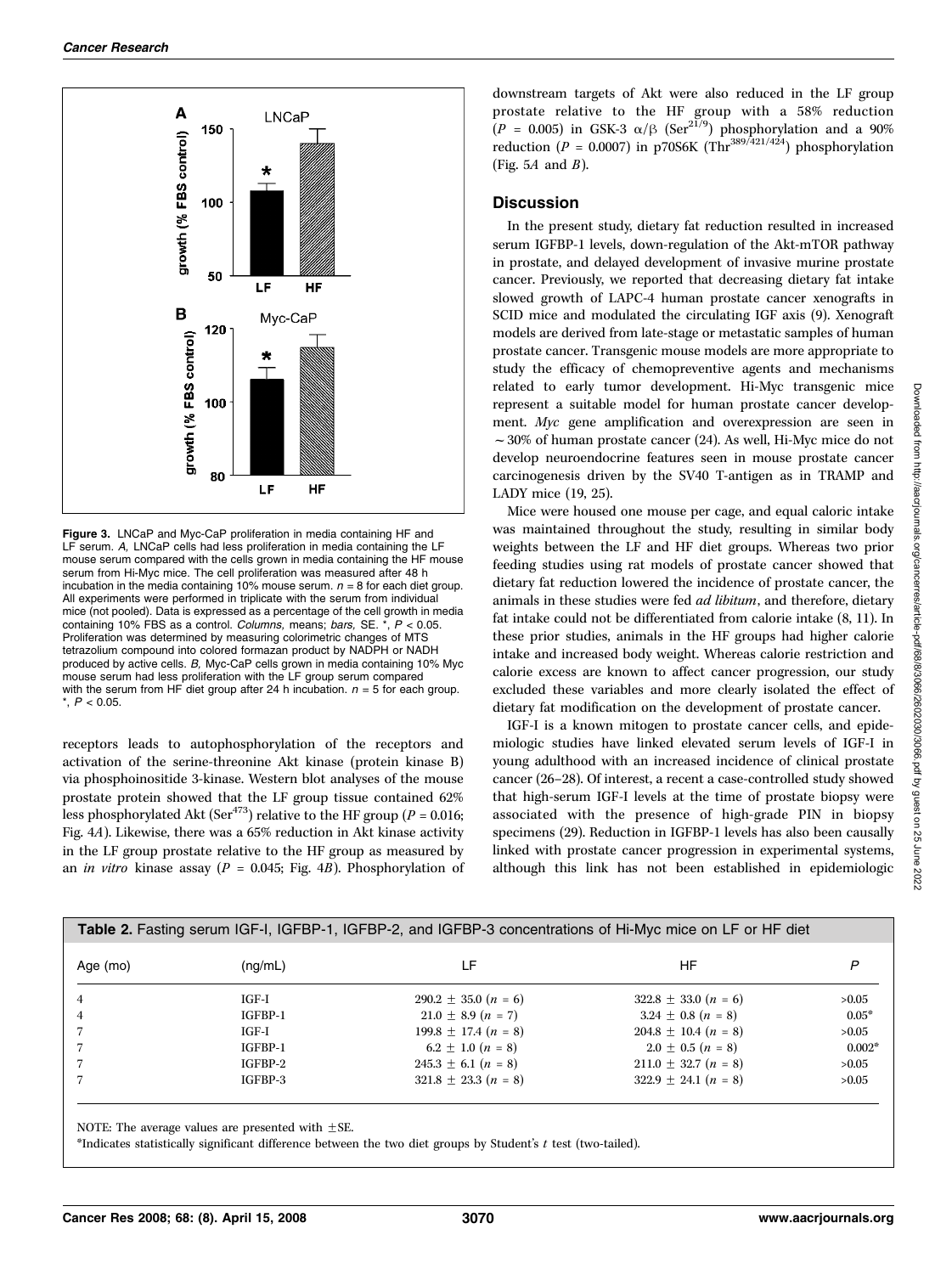Figure 3. LNCaP and Myc-CaP proliferation in media containing HF and LF serum. *A,* LNCaP cells had less proliferation in media containing the LF mouse serum compared with the cells grown in media containing the HF mouse serum from Hi-Myc mice. The cell proliferation was measured after 48 h incubation in the media containing 10% mouse serum. $n = 8$ for each diet group. All experiments were performed in triplicate with the serum from individual mice (not pooled). Data is expressed as a percentage of the cell growth in media containing 10% FBS as a control. *Columns,* means; *bars,* SE. *, $P < 0.05$. Proliferation was determined by measuring colorimetric changes of MTS tetrazolium compound into colored formazan product by NADPH or NADH produced by active cells. *B,* Myc-CaP cells grown in media containing 10% Myc mouse serum had less proliferation with the LF group serum compared with the serum from HF diet group after 24 h incubation. $n = 5$ for each group. *, $P < 0.05$.

receptors leads to autophosphorylation of the receptors and activation of the serine-threonine Akt kinase (protein kinase B) via phosphoinositide 3-kinase. Western blot analyses of the mouse prostate protein showed that the LF group tissue contained 62% less phosphorylated Akt ($Ser^{473}$) relative to the HF group ($P = 0.016$; Fig. 4*A*). Likewise, there was a 65% reduction in Akt kinase activity in the LF group prostate relative to the HF group as measured by an *in vitro* kinase assay ($P = 0.045$; Fig. 4*B*). Phosphorylation of downstream targets of Akt were also reduced in the LF group prostate relative to the HF group with a 58% reduction ($P = 0.005$) in GSK-3 $\alpha/\beta$ ($Ser^{21/9}$) phosphorylation and a 90% reduction ($P = 0.0007$) in p70S6K ($Thr^{389/421/424}$) phosphorylation (Fig. 5*A* and *B*).

## Discussion

In the present study, dietary fat reduction resulted in increased serum IGFBP-1 levels, down-regulation of the Akt-mTOR pathway in prostate, and delayed development of invasive murine prostate cancer. Previously, we reported that decreasing dietary fat intake slowed growth of LAPC-4 human prostate cancer xenografts in SCID mice and modulated the circulating IGF axis (9). Xenograft models are derived from late-stage or metastatic samples of human prostate cancer. Transgenic mouse models are more appropriate to study the efficacy of chemopreventive agents and mechanisms related to early tumor development. Hi-Myc transgenic mice represent a suitable model for human prostate cancer development. *Myc* gene amplification and overexpression are seen in ~30% of human prostate cancer (24). As well, Hi-Myc mice do not develop neuroendocrine features seen in mouse prostate cancer carcinogenesis driven by the SV40 T-antigen as in TRAMP and LADY mice (19, 25).

Mice were housed one mouse per cage, and equal caloric intake was maintained throughout the study, resulting in similar body weights between the LF and HF diet groups. Whereas two prior feeding studies using rat models of prostate cancer showed that dietary fat reduction lowered the incidence of prostate cancer, the animals in these studies were fed *ad libitum*, and therefore, dietary fat intake could not be differentiated from calorie intake (8, 11). In these prior studies, animals in the HF groups had higher calorie intake and increased body weight. Whereas calorie restriction and calorie excess are known to affect cancer progression, our study excluded these variables and more clearly isolated the effect of dietary fat modification on the development of prostate cancer.

IGF-I is a known mitogen to prostate cancer cells, and epidemiologic studies have linked elevated serum levels of IGF-I in young adulthood with an increased incidence of clinical prostate cancer (26–28). Of interest, a recent a case-controlled study showed that high-serum IGF-I levels at the time of prostate biopsy were associated with the presence of high-grade PIN in biopsy specimens (29). Reduction in IGFBP-1 levels has also been causally linked with prostate cancer progression in experimental systems, although this link has not been established in epidemiologic

**Table 2.** Fasting serum IGF-I, IGFBP-1, IGFBP-2, and IGFBP-3 concentrations of Hi-Myc mice on LF or HF diet

| Age (mo) | (ng/mL) | LF | HF | P |
|---|---|---|---|---|
| 4 | IGF-I | 290.2 ± 35.0 ($n = 6$) | 322.8 ± 33.0 ($n = 6$) | >0.05 |
| 4 | IGFBP-1 | 21.0 ± 8.9 ($n = 7$) | 3.24 ± 0.8 ($n = 8$) | 0.05* |
| 7 | IGF-I | 199.8 ± 17.4 ($n = 8$) | 204.8 ± 10.4 ($n = 8$) | >0.05 |
| 7 | IGFBP-1 | 6.2 ± 1.0 ($n = 8$) | 2.0 ± 0.5 ($n = 8$) | 0.002* |
| 7 | IGFBP-2 | 245.3 ± 6.1 ($n = 8$) | 211.0 ± 32.7 ($n = 8$) | >0.05 |
| 7 | IGFBP-3 | 321.8 ± 23.3 ($n = 8$) | 322.9 ± 24.1 ($n = 8$) | >0.05 |

NOTE: The average values are presented with ±SE.

*Indicates statistically significant difference between the two diet groups by Student's *t* test (two-tailed).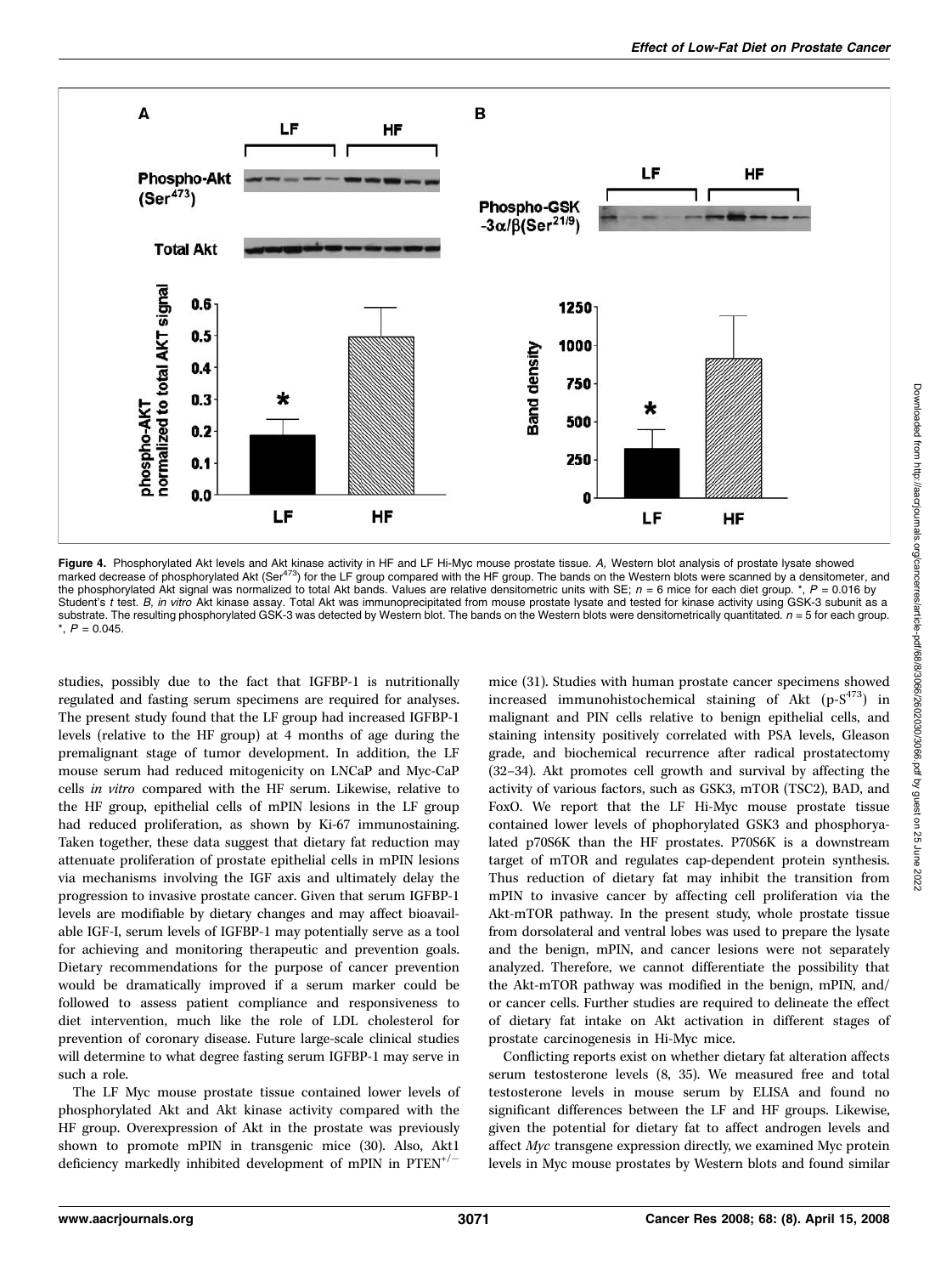**Figure 4.** Phosphorylated Akt levels and Akt kinase activity in HF and LF Hi-Myc mouse prostate tissue. *A,* Western blot analysis of prostate lysate showed marked decrease of phosphorylated Akt (Ser[473]) for the LF group compared with the HF group. The bands on the Western blots were scanned by a densitometer, and the phosphorylated Akt signal was normalized to total Akt bands. Values are relative densitometric units with SE; $n = 6$ mice for each diet group. *, $P = 0.016$ by Student's *t* test. *B, in vitro* Akt kinase assay. Total Akt was immunoprecipitated from mouse prostate lysate and tested for kinase activity using GSK-3 subunit as a substrate. The resulting phosphorylated GSK-3 was detected by Western blot. The bands on the Western blots were densitometrically quantitated. $n = 5$ for each group. *, $P = 0.045$.

studies, possibly due to the fact that IGFBP-1 is nutritionally regulated and fasting serum specimens are required for analyses. The present study found that the LF group had increased IGFBP-1 levels (relative to the HF group) at 4 months of age during the premalignant stage of tumor development. In addition, the LF mouse serum had reduced mitogenicity on LNCaP and Myc-CaP cells *in vitro* compared with the HF serum. Likewise, relative to the HF group, epithelial cells of mPIN lesions in the LF group had reduced proliferation, as shown by Ki-67 immunostaining. Taken together, these data suggest that dietary fat reduction may attenuate proliferation of prostate epithelial cells in mPIN lesions via mechanisms involving the IGF axis and ultimately delay the progression to invasive prostate cancer. Given that serum IGFBP-1 levels are modifiable by dietary changes and may affect bioavailable IGF-I, serum levels of IGFBP-1 may potentially serve as a tool for achieving and monitoring therapeutic and prevention goals. Dietary recommendations for the purpose of cancer prevention would be dramatically improved if a serum marker could be followed to assess patient compliance and responsiveness to diet intervention, much like the role of LDL cholesterol for prevention of coronary disease. Future large-scale clinical studies will determine to what degree fasting serum IGFBP-1 may serve in such a role.

The LF Myc mouse prostate tissue contained lower levels of phosphorylated Akt and Akt kinase activity compared with the HF group. Overexpression of Akt in the prostate was previously shown to promote mPIN in transgenic mice (30). Also, Akt1 deficiency markedly inhibited development of mPIN in PTEN$^{+/-}$ mice (31). Studies with human prostate cancer specimens showed increased immunohistochemical staining of Akt (p-S[473]) in malignant and PIN cells relative to benign epithelial cells, and staining intensity positively correlated with PSA levels, Gleason grade, and biochemical recurrence after radical prostatectomy (32–34). Akt promotes cell growth and survival by affecting the activity of various factors, such as GSK3, mTOR (TSC2), BAD, and FoxO. We report that the LF Hi-Myc mouse prostate tissue contained lower levels of phophorylated GSK3 and phosphoryalated p70S6K than the HF prostates. P70S6K is a downstream target of mTOR and regulates cap-dependent protein synthesis. Thus reduction of dietary fat may inhibit the transition from mPIN to invasive cancer by affecting cell proliferation via the Akt-mTOR pathway. In the present study, whole prostate tissue from dorsolateral and ventral lobes was used to prepare the lysate and the benign, mPIN, and cancer lesions were not separately analyzed. Therefore, we cannot differentiate the possibility that the Akt-mTOR pathway was modified in the benign, mPIN, and/or cancer cells. Further studies are required to delineate the effect of dietary fat intake on Akt activation in different stages of prostate carcinogenesis in Hi-Myc mice.

Conflicting reports exist on whether dietary fat alteration affects serum testosterone levels (8, 35). We measured free and total testosterone levels in mouse serum by ELISA and found no significant differences between the LF and HF groups. Likewise, given the potential for dietary fat to affect androgen levels and affect *Myc* transgene expression directly, we examined Myc protein levels in Myc mouse prostates by Western blots and found similar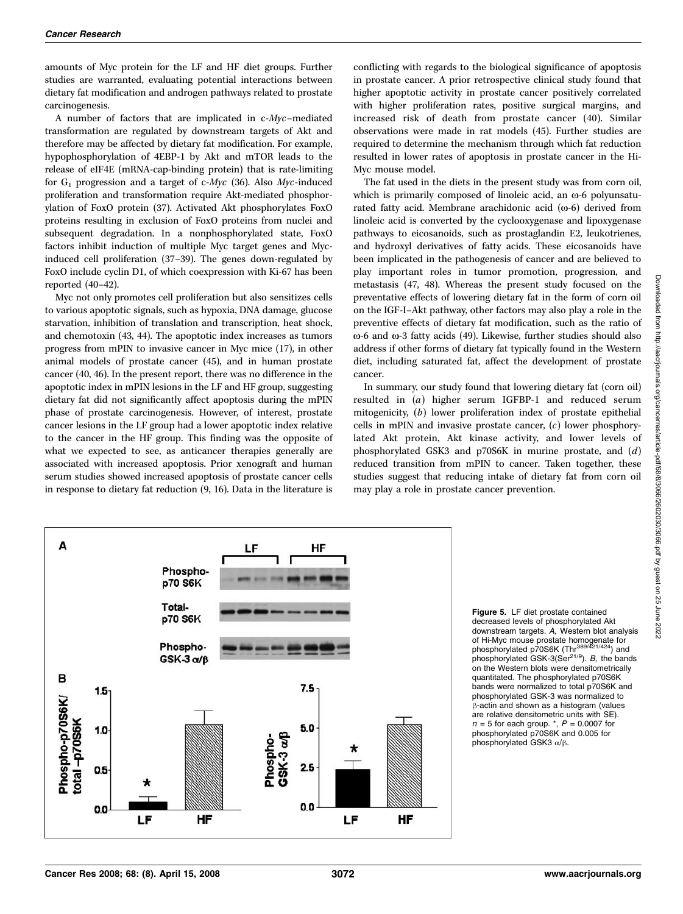amounts of Myc protein for the LF and HF diet groups. Further studies are warranted, evaluating potential interactions between dietary fat modification and androgen pathways related to prostate carcinogenesis.

A number of factors that are implicated in c-*Myc*–mediated transformation are regulated by downstream targets of Akt and therefore may be affected by dietary fat modification. For example, hypophosphorylation of 4EBP-1 by Akt and mTOR leads to the release of eIF4E (mRNA-cap-binding protein) that is rate-limiting for $G_1$ progression and a target of c-*Myc* (36). Also *Myc*-induced proliferation and transformation require Akt-mediated phosphorylation of FoxO protein (37). Activated Akt phosphorylates FoxO proteins resulting in exclusion of FoxO proteins from nuclei and subsequent degradation. In a nonphosphorylated state, FoxO factors inhibit induction of multiple Myc target genes and Myc-induced cell proliferation (37–39). The genes down-regulated by FoxO include cyclin D1, of which coexpression with Ki-67 has been reported (40–42).

Myc not only promotes cell proliferation but also sensitizes cells to various apoptotic signals, such as hypoxia, DNA damage, glucose starvation, inhibition of translation and transcription, heat shock, and chemotoxin (43, 44). The apoptotic index increases as tumors progress from mPIN to invasive cancer in Myc mice (17), in other animal models of prostate cancer (45), and in human prostate cancer (40, 46). In the present report, there was no difference in the apoptotic index in mPIN lesions in the LF and HF group, suggesting dietary fat did not significantly affect apoptosis during the mPIN phase of prostate carcinogenesis. However, of interest, prostate cancer lesions in the LF group had a lower apoptotic index relative to the cancer in the HF group. This finding was the opposite of what we expected to see, as anticancer therapies generally are associated with increased apoptosis. Prior xenograft and human serum studies showed increased apoptosis of prostate cancer cells in response to dietary fat reduction (9, 16). Data in the literature is conflicting with regards to the biological significance of apoptosis in prostate cancer. A prior retrospective clinical study found that higher apoptotic activity in prostate cancer positively correlated with higher proliferation rates, positive surgical margins, and increased risk of death from prostate cancer (40). Similar observations were made in rat models (45). Further studies are required to determine the mechanism through which fat reduction resulted in lower rates of apoptosis in prostate cancer in the Hi-Myc mouse model.

The fat used in the diets in the present study was from corn oil, which is primarily composed of linoleic acid, an ω-6 polyunsaturated fatty acid. Membrane arachidonic acid (ω-6) derived from linoleic acid is converted by the cyclooxygenase and lipoxygenase pathways to eicosanoids, such as prostaglandin E2, leukotrienes, and hydroxyl derivatives of fatty acids. These eicosanoids have been implicated in the pathogenesis of cancer and are believed to play important roles in tumor promotion, progression, and metastasis (47, 48). Whereas the present study focused on the preventative effects of lowering dietary fat in the form of corn oil on the IGF-I–Akt pathway, other factors may also play a role in the preventive effects of dietary fat modification, such as the ratio of ω-6 and ω-3 fatty acids (49). Likewise, further studies should also address if other forms of dietary fat typically found in the Western diet, including saturated fat, affect the development of prostate cancer.

In summary, our study found that lowering dietary fat (corn oil) resulted in (*a*) higher serum IGFBP-1 and reduced serum mitogenicity, (*b*) lower proliferation index of prostate epithelial cells in mPIN and invasive prostate cancer, (*c*) lower phosphorylated Akt protein, Akt kinase activity, and lower levels of phosphorylated GSK3 and p70S6K in murine prostate, and (*d*) reduced transition from mPIN to cancer. Taken together, these studies suggest that reducing intake of dietary fat from corn oil may play a role in prostate cancer prevention.

**Figure 5.** LF diet prostate contained decreased levels of phosphorylated Akt downstream targets. *A,* Western blot analysis of Hi-Myc mouse prostate homogenate for phosphorylated p70S6K (Thr[389/421/424]) and phosphorylated GSK-3(Ser[21/9]). *B,* the bands on the Western blots were densitometrically quantitated. The phosphorylated p70S6K bands were normalized to total p70S6K and phosphorylated GSK-3 was normalized to β-actin and shown as a histogram (values are relative densitometric units with SE). $n = 5$ for each group. *, $P = 0.0007$ for phosphorylated p70S6K and 0.005 for phosphorylated GSK3 α/β.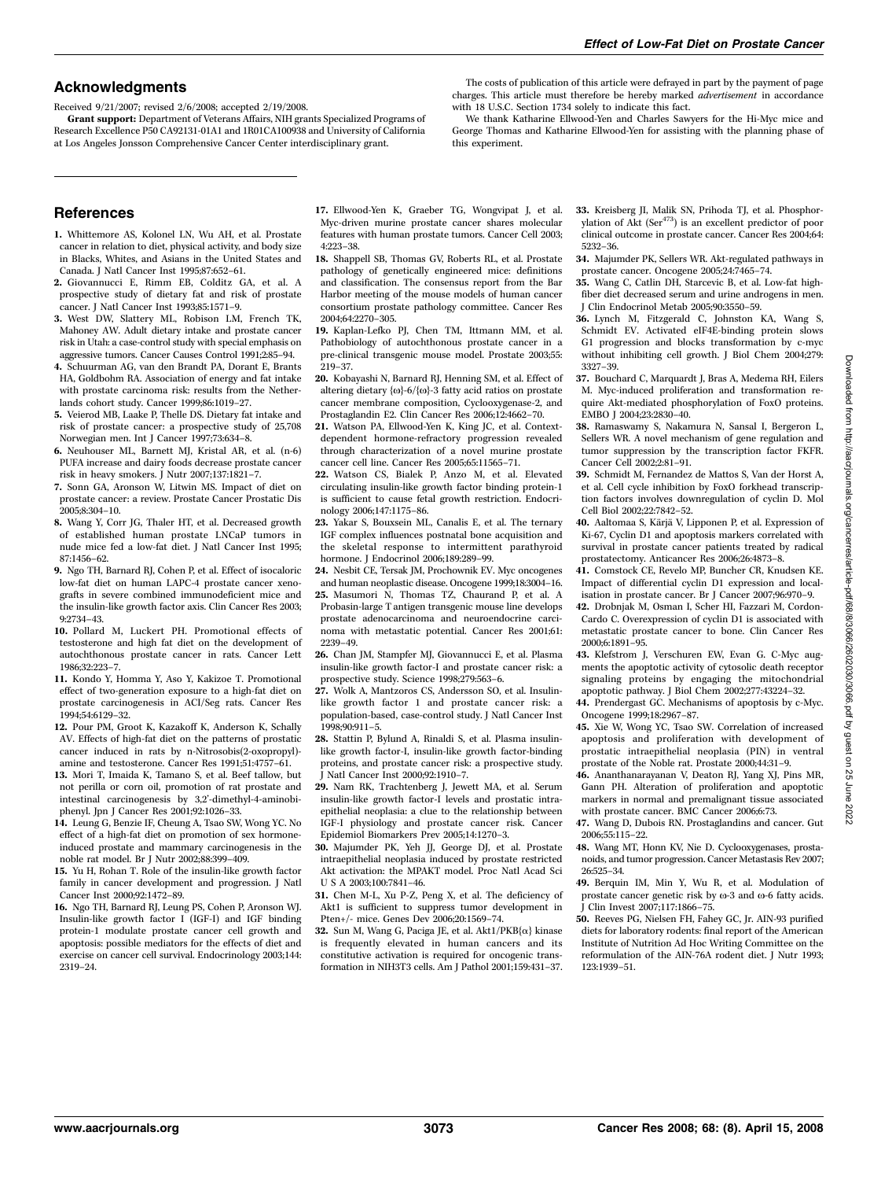## Acknowledgments

Received 9/21/2007; revised 2/6/2008; accepted 2/19/2008.

**Grant support:** Department of Veterans Affairs, NIH grants Specialized Programs of Research Excellence P50 CA92131-01A1 and 1R01CA100938 and University of California at Los Angeles Jonsson Comprehensive Cancer Center interdisciplinary grant.

The costs of publication of this article were defrayed in part by the payment of page charges. This article must therefore be hereby marked *advertisement* in accordance with 18 U.S.C. Section 1734 solely to indicate this fact.

We thank Katharine Ellwood-Yen and Charles Sawyers for the Hi-Myc mice and George Thomas and Katharine Ellwood-Yen for assisting with the planning phase of this experiment.

## References

1. Whittemore AS, Kolonel LN, Wu AH, et al. Prostate cancer in relation to diet, physical activity, and body size in Blacks, Whites, and Asians in the United States and Canada. J Natl Cancer Inst 1995;87:652–61.
2. Giovannucci E, Rimm EB, Colditz GA, et al. A prospective study of dietary fat and risk of prostate cancer. J Natl Cancer Inst 1993;85:1571–9.
3. West DW, Slattery ML, Robison LM, French TK, Mahoney AW. Adult dietary intake and prostate cancer risk in Utah: a case-control study with special emphasis on aggressive tumors. Cancer Causes Control 1991;2:85–94.
4. Schuurman AG, van den Brandt PA, Dorant E, Brants HA, Goldbohm RA. Association of energy and fat intake with prostate carcinoma risk: results from the Netherlands cohort study. Cancer 1999;86:1019–27.
5. Veierod MB, Laake P, Thelle DS. Dietary fat intake and risk of prostate cancer: a prospective study of 25,708 Norwegian men. Int J Cancer 1997;73:634–8.
6. Neuhouser ML, Barnett MJ, Kristal AR, et al. (n-6) PUFA increase and dairy foods decrease prostate cancer risk in heavy smokers. J Nutr 2007;137:1821–7.
7. Sonn GA, Aronson W, Litwin MS. Impact of diet on prostate cancer: a review. Prostate Cancer Prostatic Dis 2005;8:304–10.
8. Wang Y, Corr JG, Thaler HT, et al. Decreased growth of established human prostate LNCaP tumors in nude mice fed a low-fat diet. J Natl Cancer Inst 1995; 87:1456–62.
9. Ngo TH, Barnard RJ, Cohen P, et al. Effect of isocaloric low-fat diet on human LAPC-4 prostate cancer xenografts in severe combined immunodeficient mice and the insulin-like growth factor axis. Clin Cancer Res 2003; 9:2734–43.
10. Pollard M, Luckert PH. Promotional effects of testosterone and high fat diet on the development of autochthonous prostate cancer in rats. Cancer Lett 1986;32:223–7.
11. Kondo Y, Homma Y, Aso Y, Kakizoe T. Promotional effect of two-generation exposure to a high-fat diet on prostate carcinogenesis in ACI/Seg rats. Cancer Res 1994;54:6129–32.
12. Pour PM, Groot K, Kazakoff K, Anderson K, Schally AV. Effects of high-fat diet on the patterns of prostatic cancer induced in rats by n-Nitrosobis(2-oxopropyl)-amine and testosterone. Cancer Res 1991;51:4757–61.
13. Mori T, Imaida K, Tamano S, et al. Beef tallow, but not perilla or corn oil, promotion of rat prostate and intestinal carcinogenesis by 3,2′-dimethyl-4-aminobiphenyl. Jpn J Cancer Res 2001;92:1026–33.
14. Leung G, Benzie IF, Cheung A, Tsao SW, Wong YC. No effect of a high-fat diet on promotion of sex hormone-induced prostate and mammary carcinogenesis in the noble rat model. Br J Nutr 2002;88:399–409.
15. Yu H, Rohan T. Role of the insulin-like growth factor family in cancer development and progression. J Natl Cancer Inst 2000;92:1472–89.
16. Ngo TH, Barnard RJ, Leung PS, Cohen P, Aronson WJ. Insulin-like growth factor I (IGF-I) and IGF binding protein-1 modulate prostate cancer cell growth and apoptosis: possible mediators for the effects of diet and exercise on cancer cell survival. Endocrinology 2003;144: 2319–24.
17. Ellwood-Yen K, Graeber TG, Wongvipat J, et al. Myc-driven murine prostate cancer shares molecular features with human prostate tumors. Cancer Cell 2003; 4:223–38.
18. Shappell SB, Thomas GV, Roberts RL, et al. Prostate pathology of genetically engineered mice: definitions and classification. The consensus report from the Bar Harbor meeting of the mouse models of human cancer consortium prostate pathology committee. Cancer Res 2004;64:2270–305.
19. Kaplan-Lefko PJ, Chen TM, Ittmann MM, et al. Pathobiology of autochthonous prostate cancer in a pre-clinical transgenic mouse model. Prostate 2003;55: 219–37.
20. Kobayashi N, Barnard RJ, Henning SM, et al. Effect of altering dietary {ω}-6/{ω}-3 fatty acid ratios on prostate cancer membrane composition, Cyclooxygenase-2, and Prostaglandin E2. Clin Cancer Res 2006;12:4662–70.
21. Watson PA, Ellwood-Yen K, King JC, et al. Context-dependent hormone-refractory progression revealed through characterization of a novel murine prostate cancer cell line. Cancer Res 2005;65:11565–71.
22. Watson CS, Bialek P, Anzo M, et al. Elevated circulating insulin-like growth factor binding protein-1 is sufficient to cause fetal growth restriction. Endocrinology 2006;147:1175–86.
23. Yakar S, Bouxsein ML, Canalis E, et al. The ternary IGF complex influences postnatal bone acquisition and the skeletal response to intermittent parathyroid hormone. J Endocrinol 2006;189:289–99.
24. Nesbit CE, Tersak JM, Prochownik EV. Myc oncogenes and human neoplastic disease. Oncogene 1999;18:3004–16.
25. Masumori N, Thomas TZ, Chaurand P, et al. A Probasin-large T antigen transgenic mouse line develops prostate adenocarcinoma and neuroendocrine carcinoma with metastatic potential. Cancer Res 2001;61: 2239–49.
26. Chan JM, Stampfer MJ, Giovannucci E, et al. Plasma insulin-like growth factor-I and prostate cancer risk: a prospective study. Science 1998;279:563–6.
27. Wolk A, Mantzoros CS, Andersson SO, et al. Insulin-like growth factor 1 and prostate cancer risk: a population-based, case-control study. J Natl Cancer Inst 1998;90:911–5.
28. Stattin P, Bylund A, Rinaldi S, et al. Plasma insulin-like growth factor-I, insulin-like growth factor-binding proteins, and prostate cancer risk: a prospective study. J Natl Cancer Inst 2000;92:1910–7.
29. Nam RK, Trachtenberg J, Jewett MA, et al. Serum insulin-like growth factor-I levels and prostatic intraepithelial neoplasia: a clue to the relationship between IGF-I physiology and prostate cancer risk. Cancer Epidemiol Biomarkers Prev 2005;14:1270–3.
30. Majumder PK, Yeh JJ, George DJ, et al. Prostate intraepithelial neoplasia induced by prostate restricted Akt activation: the MPAKT model. Proc Natl Acad Sci U S A 2003;100:7841–46.
31. Chen M-L, Xu P-Z, Peng X, et al. The deficiency of Akt1 is sufficient to suppress tumor development in Pten+/- mice. Genes Dev 2006;20:1569–74.
32. Sun M, Wang G, Paciga JE, et al. Akt1/PKB{α} kinase is frequently elevated in human cancers and its constitutive activation is required for oncogenic transformation in NIH3T3 cells. Am J Pathol 2001;159:431–37.
33. Kreisberg JI, Malik SN, Prihoda TJ, et al. Phosphorylation of Akt (Ser[473]) is an excellent predictor of poor clinical outcome in prostate cancer. Cancer Res 2004;64: 5232–36.
34. Majumder PK, Sellers WR. Akt-regulated pathways in prostate cancer. Oncogene 2005;24:7465–74.
35. Wang C, Catlin DH, Starcevic B, et al. Low-fat high-fiber diet decreased serum and urine androgens in men. J Clin Endocrinol Metab 2005;90:3550–59.
36. Lynch M, Fitzgerald C, Johnston KA, Wang S, Schmidt EV. Activated eIF4E-binding protein slows G1 progression and blocks transformation by c-myc without inhibiting cell growth. J Biol Chem 2004;279: 3327–39.
37. Bouchard C, Marquardt J, Bras A, Medema RH, Eilers M. Myc-induced proliferation and transformation require Akt-mediated phosphorylation of FoxO proteins. EMBO J 2004;23:2830–40.
38. Ramaswamy S, Nakamura N, Sansal I, Bergeron L, Sellers WR. A novel mechanism of gene regulation and tumor suppression by the transcription factor FKFR. Cancer Cell 2002;2:81–91.
39. Schmidt M, Fernandez de Mattos S, Van der Horst A, et al. Cell cycle inhibition by FoxO forkhead transcription factors involves downregulation of cyclin D. Mol Cell Biol 2002;22:7842–52.
40. Aaltomaa S, Kärjä V, Lipponen P, et al. Expression of Ki-67, Cyclin D1 and apoptosis markers correlated with survival in prostate cancer patients treated by radical prostatectomy. Anticancer Res 2006;26:4873–8.
41. Comstock CE, Revelo MP, Buncher CR, Knudsen KE. Impact of differential cyclin D1 expression and localisation in prostate cancer. Br J Cancer 2007;96:970–9.
42. Drobnjak M, Osman I, Scher HI, Fazzari M, Cordon-Cardo C. Overexpression of cyclin D1 is associated with metastatic prostate cancer to bone. Clin Cancer Res 2000;6:1891–95.
43. Klefstrom J, Verschuren EW, Evan G. C-Myc augments the apoptotic activity of cytosolic death receptor signaling proteins by engaging the mitochondrial apoptotic pathway. J Biol Chem 2002;277:43224–32.
44. Prendergast GC. Mechanisms of apoptosis by c-Myc. Oncogene 1999;18:2967–87.
45. Xie W, Wong YC, Tsao SW. Correlation of increased apoptosis and proliferation with development of prostatic intraepithelial neoplasia (PIN) in ventral prostate of the Noble rat. Prostate 2000;44:31–9.
46. Ananthanarayanan V, Deaton RJ, Yang XJ, Pins MR, Gann PH. Alteration of proliferation and apoptotic markers in normal and premalignant tissue associated with prostate cancer. BMC Cancer 2006;6:73.
47. Wang D, Dubois RN. Prostaglandins and cancer. Gut 2006;55:115–22.
48. Wang MT, Honn KV, Nie D. Cyclooxygenases, prostanoids, and tumor progression. Cancer Metastasis Rev 2007; 26:525–34.
49. Berquin IM, Min Y, Wu R, et al. Modulation of prostate cancer genetic risk by ω-3 and ω-6 fatty acids. J Clin Invest 2007;117:1866–75.
50. Reeves PG, Nielsen FH, Fahey GC, Jr. AIN-93 purified diets for laboratory rodents: final report of the American Institute of Nutrition Ad Hoc Writing Committee on the reformulation of the AIN-76A rodent diet. J Nutr 1993; 123:1939–51.